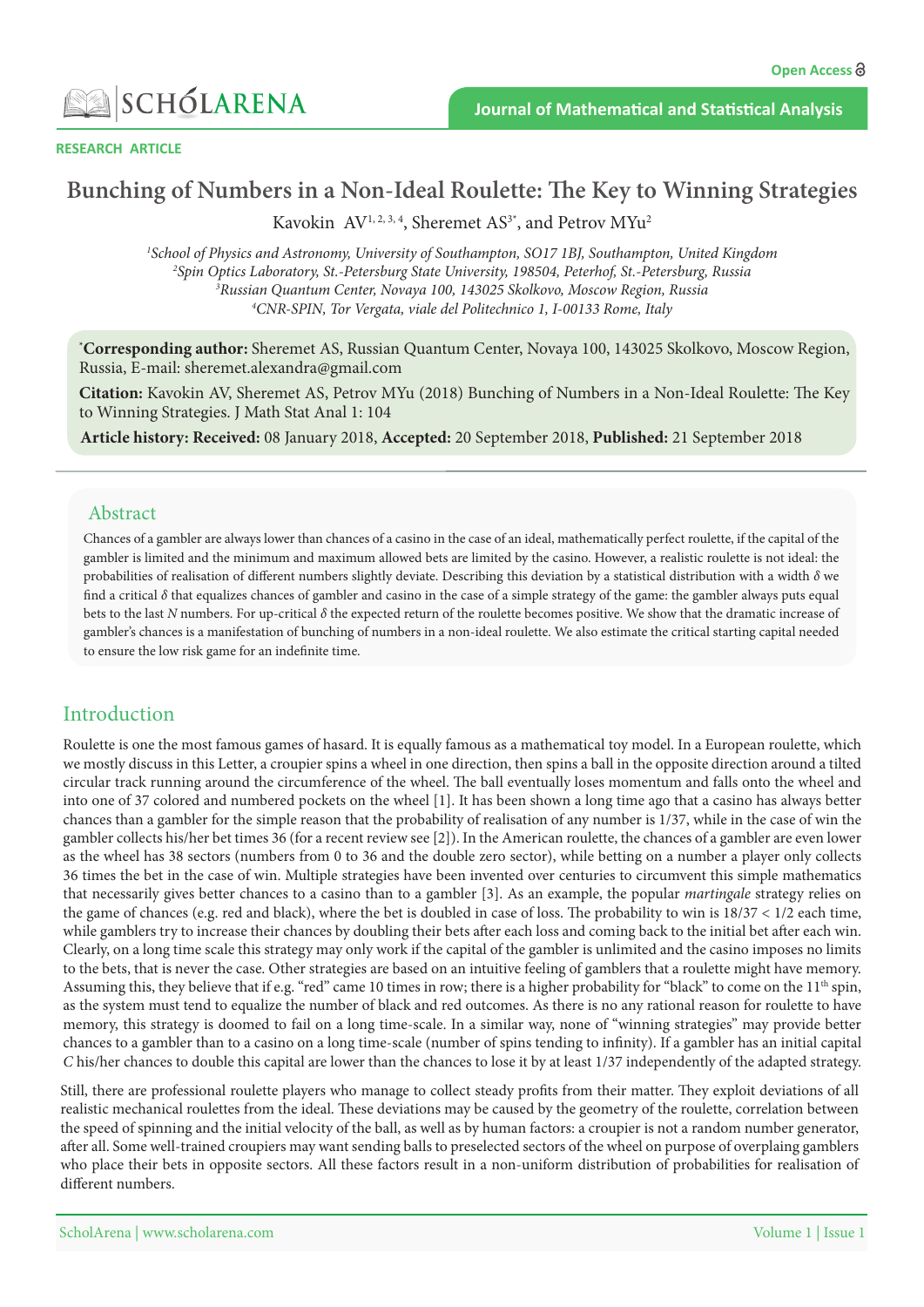RESEARCH ARTICLE

# Bunching of Numbers in a Non-Ideal Roulette: The Key to Winning Strategies

Kavokin AV[1, 2, 3, 4], Sheremet AS[3*], and Petrov MYu[2]

[1]School of Physics and Astronomy, University of Southampton, SO17 1BJ, Southampton, United Kingdom
[2]Spin Optics Laboratory, St.-Petersburg State University, 198504, Peterhof, St.-Petersburg, Russia
[3]Russian Quantum Center, Novaya 100, 143025 Skolkovo, Moscow Region, Russia
[4]CNR-SPIN, Tor Vergata, viale del Politechnico 1, I-00133 Rome, Italy

[*]**Corresponding author:** Sheremet AS, Russian Quantum Center, Novaya 100, 143025 Skolkovo, Moscow Region, Russia, E-mail: sheremet.alexandra@gmail.com

**Citation:** Kavokin AV, Sheremet AS, Petrov MYu (2018) Bunching of Numbers in a Non-Ideal Roulette: The Key to Winning Strategies. J Math Stat Anal 1: 104

**Article history: Received:** 08 January 2018, **Accepted:** 20 September 2018, **Published:** 21 September 2018

## Abstract

Chances of a gambler are always lower than chances of a casino in the case of an ideal, mathematically perfect roulette, if the capital of the gambler is limited and the minimum and maximum allowed bets are limited by the casino. However, a realistic roulette is not ideal: the probabilities of realisation of different numbers slightly deviate. Describing this deviation by a statistical distribution with a width $\delta$ we find a critical $\delta$ that equalizes chances of gambler and casino in the case of a simple strategy of the game: the gambler always puts equal bets to the last $N$ numbers. For up-critical $\delta$ the expected return of the roulette becomes positive. We show that the dramatic increase of gambler's chances is a manifestation of bunching of numbers in a non-ideal roulette. We also estimate the critical starting capital needed to ensure the low risk game for an indefinite time.

## Introduction

Roulette is one the most famous games of hasard. It is equally famous as a mathematical toy model. In a European roulette, which we mostly discuss in this Letter, a croupier spins a wheel in one direction, then spins a ball in the opposite direction around a tilted circular track running around the circumference of the wheel. The ball eventually loses momentum and falls onto the wheel and into one of 37 colored and numbered pockets on the wheel [1]. It has been shown a long time ago that a casino has always better chances than a gambler for the simple reason that the probability of realisation of any number is 1/37, while in the case of win the gambler collects his/her bet times 36 (for a recent review see [2]). In the American roulette, the chances of a gambler are even lower as the wheel has 38 sectors (numbers from 0 to 36 and the double zero sector), while betting on a number a player only collects 36 times the bet in the case of win. Multiple strategies have been invented over centuries to circumvent this simple mathematics that necessarily gives better chances to a casino than to a gambler [3]. As an example, the popular *martingale* strategy relies on the game of chances (e.g. red and black), where the bet is doubled in case of loss. The probability to win is 18/37 < 1/2 each time, while gamblers try to increase their chances by doubling their bets after each loss and coming back to the initial bet after each win. Clearly, on a long time scale this strategy may only work if the capital of the gambler is unlimited and the casino imposes no limits to the bets, that is never the case. Other strategies are based on an intuitive feeling of gamblers that a roulette might have memory. Assuming this, they believe that if e.g. "red" came 10 times in row; there is a higher probability for "black" to come on the 11th spin, as the system must tend to equalize the number of black and red outcomes. As there is no any rational reason for roulette to have memory, this strategy is doomed to fail on a long time-scale. In a similar way, none of "winning strategies" may provide better chances to a gambler than to a casino on a long time-scale (number of spins tending to infinity). If a gambler has an initial capital $C$ his/her chances to double this capital are lower than the chances to lose it by at least 1/37 independently of the adapted strategy.

Still, there are professional roulette players who manage to collect steady profits from their matter. They exploit deviations of all realistic mechanical roulettes from the ideal. These deviations may be caused by the geometry of the roulette, correlation between the speed of spinning and the initial velocity of the ball, as well as by human factors: a croupier is not a random number generator, after all. Some well-trained croupiers may want sending balls to preselected sectors of the wheel on purpose of overplaing gamblers who place their bets in opposite sectors. All these factors result in a non-uniform distribution of probabilities for realisation of different numbers.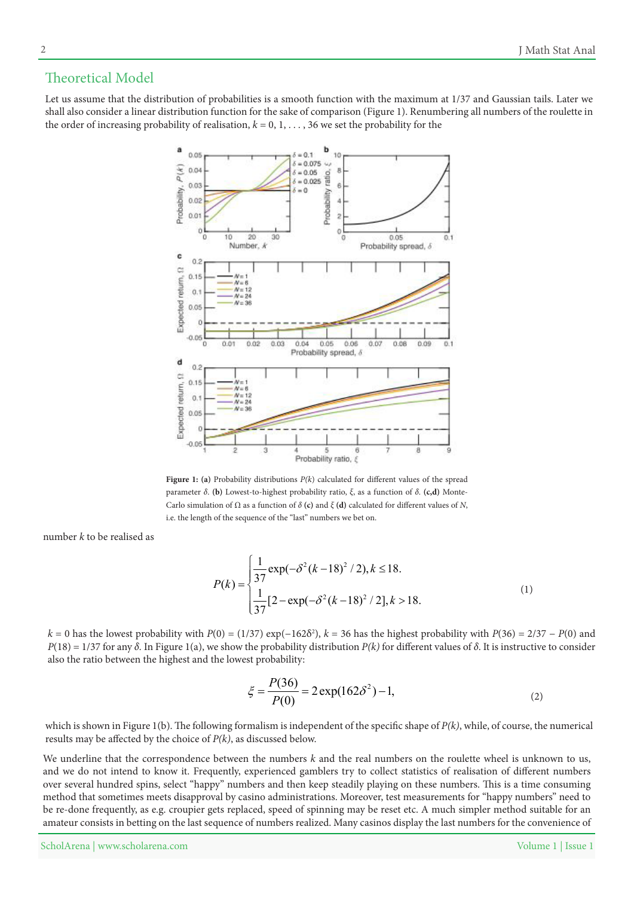## Theoretical Model

Let us assume that the distribution of probabilities is a smooth function with the maximum at 1/37 and Gaussian tails. Later we shall also consider a linear distribution function for the sake of comparison (Figure 1). Renumbering all numbers of the roulette in the order of increasing probability of realisation, $k = 0, 1, \ldots, 36$ we set the probability for the

**Figure 1: (a)** Probability distributions $P(k)$ calculated for different values of the spread parameter $\delta$. **(b)** Lowest-to-highest probability ratio, $\xi$, as a function of $\delta$. **(c,d)** Monte-Carlo simulation of $\Omega$ as a function of $\delta$ **(c)** and $\xi$ **(d)** calculated for different values of $N$, i.e. the length of the sequence of the "last" numbers we bet on.

number $k$ to be realised as

$$P(k) = \begin{cases} \dfrac{1}{37}\exp(-\delta^2(k-18)^2/2), k \le 18. \\ \dfrac{1}{37}[2-\exp(-\delta^2(k-18)^2/2], k > 18. \end{cases} \tag{1}$$

$k = 0$ has the lowest probability with $P(0) = (1/37)\exp(-162\delta^2)$, $k = 36$ has the highest probability with $P(36) = 2/37 - P(0)$ and $P(18) = 1/37$ for any $\delta$. In Figure 1(a), we show the probability distribution $P(k)$ for different values of $\delta$. It is instructive to consider also the ratio between the highest and the lowest probability:

$$\xi = \frac{P(36)}{P(0)} = 2\exp(162\delta^2) - 1, \tag{2}$$

which is shown in Figure 1(b). The following formalism is independent of the specific shape of $P(k)$, while, of course, the numerical results may be affected by the choice of $P(k)$, as discussed below.

We underline that the correspondence between the numbers $k$ and the real numbers on the roulette wheel is unknown to us, and we do not intend to know it. Frequently, experienced gamblers try to collect statistics of realisation of different numbers over several hundred spins, select "happy" numbers and then keep steadily playing on these numbers. This is a time consuming method that sometimes meets disapproval by casino administrations. Moreover, test measurements for "happy numbers" need to be re-done frequently, as e.g. croupier gets replaced, speed of spinning may be reset etc. A much simpler method suitable for an amateur consists in betting on the last sequence of numbers realized. Many casinos display the last numbers for the convenience of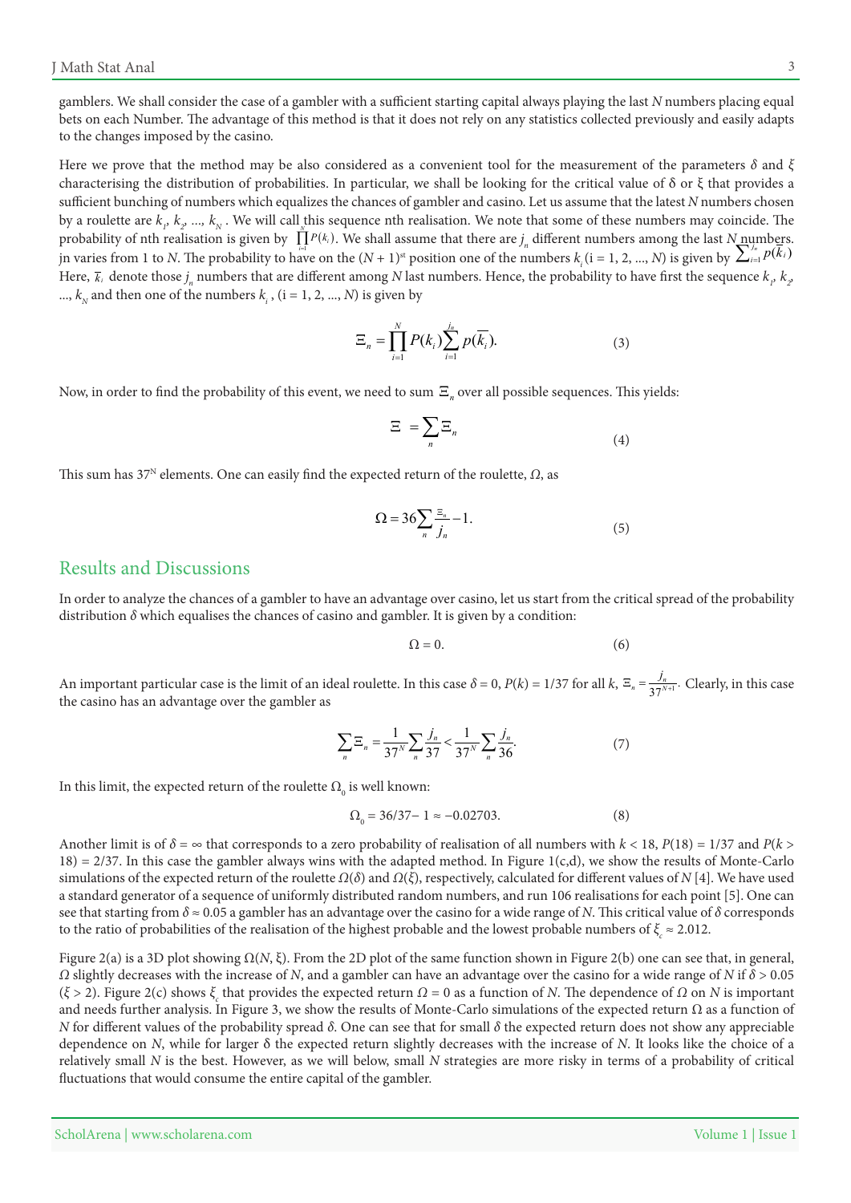gamblers. We shall consider the case of a gambler with a sufficient starting capital always playing the last $N$ numbers placing equal bets on each Number. The advantage of this method is that it does not rely on any statistics collected previously and easily adapts to the changes imposed by the casino.

Here we prove that the method may be also considered as a convenient tool for the measurement of the parameters $\delta$ and $\xi$ characterising the distribution of probabilities. In particular, we shall be looking for the critical value of δ or ξ that provides a sufficient bunching of numbers which equalizes the chances of gambler and casino. Let us assume that the latest $N$ numbers chosen by a roulette are $k_1, k_2, ..., k_N$. We will call this sequence nth realisation. We note that some of these numbers may coincide. The probability of nth realisation is given by $\prod_{i=1}^{N} P(k_i)$. We shall assume that there are $j_n$ different numbers among the last $N$ numbers. jn varies from 1 to $N$. The probability to have on the $(N + 1)^{st}$ position one of the numbers $k_i$ (i = 1, 2, ..., $N$) is given by $\sum_{i=1}^{j_n} p(\overline{k_i})$ Here, $\overline{k_i}$ denote those $j_n$ numbers that are different among $N$ last numbers. Hence, the probability to have first the sequence $k_1, k_2, ..., k_N$ and then one of the numbers $k_i$, (i = 1, 2, ..., $N$) is given by

$$\Xi_n = \prod_{i=1}^{N} P(k_i) \sum_{i=1}^{j_n} p(\overline{k_i}). \tag{3}$$

Now, in order to find the probability of this event, we need to sum $\Xi_n$ over all possible sequences. This yields:

$$\Xi = \sum_n \Xi_n \tag{4}$$

This sum has $37^N$ elements. One can easily find the expected return of the roulette, $\Omega$, as

$$\Omega = 36 \sum_n \frac{\Xi_n}{j_n} - 1. \tag{5}$$

## Results and Discussions

In order to analyze the chances of a gambler to have an advantage over casino, let us start from the critical spread of the probability distribution $\delta$ which equalises the chances of casino and gambler. It is given by a condition:

$$\Omega = 0. \tag{6}$$

An important particular case is the limit of an ideal roulette. In this case $\delta = 0$, $P(k) = 1/37$ for all $k$, $\Xi_n = \frac{j_n}{37^{N+1}}$. Clearly, in this case the casino has an advantage over the gambler as

$$\sum_n \Xi_n = \frac{1}{37^N} \sum_n \frac{j_n}{37} < \frac{1}{37^N} \sum_n \frac{j_n}{36}. \tag{7}$$

In this limit, the expected return of the roulette $\Omega_0$ is well known:

$$\Omega_0 = 36/37 - 1 \approx -0.02703. \tag{8}$$

Another limit is of $\delta = \infty$ that corresponds to a zero probability of realisation of all numbers with $k < 18$, $P(18) = 1/37$ and $P(k > 18) = 2/37$. In this case the gambler always wins with the adapted method. In Figure 1(c,d), we show the results of Monte-Carlo simulations of the expected return of the roulette $\Omega(\delta)$ and $\Omega(\xi)$, respectively, calculated for different values of $N$ [4]. We have used a standard generator of a sequence of uniformly distributed random numbers, and run 106 realisations for each point [5]. One can see that starting from $\delta \approx 0.05$ a gambler has an advantage over the casino for a wide range of $N$. This critical value of δ corresponds to the ratio of probabilities of the realisation of the highest probable and the lowest probable numbers of $\xi_c \approx 2.012$.

Figure 2(a) is a 3D plot showing Ω(N, ξ). From the 2D plot of the same function shown in Figure 2(b) one can see that, in general, $\Omega$ slightly decreases with the increase of $N$, and a gambler can have an advantage over the casino for a wide range of $N$ if $\delta > 0.05$ ($\xi > 2$). Figure 2(c) shows $\xi_c$ that provides the expected return $\Omega = 0$ as a function of $N$. The dependence of $\Omega$ on $N$ is important and needs further analysis. In Figure 3, we show the results of Monte-Carlo simulations of the expected return Ω as a function of $N$ for different values of the probability spread $\delta$. One can see that for small $\delta$ the expected return does not show any appreciable dependence on $N$, while for larger δ the expected return slightly decreases with the increase of $N$. It looks like the choice of a relatively small $N$ is the best. However, as we will below, small $N$ strategies are more risky in terms of a probability of critical fluctuations that would consume the entire capital of the gambler.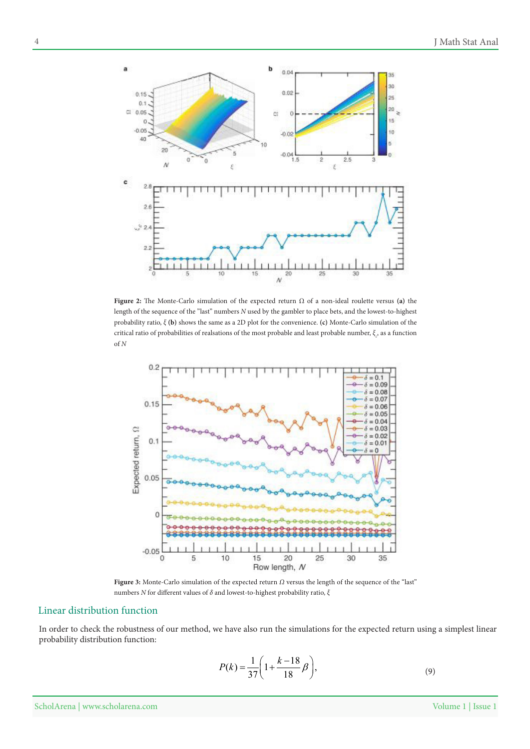**Figure 2:** The Monte-Carlo simulation of the expected return $\Omega$ of a non-ideal roulette versus **(a)** the length of the sequence of the "last" numbers $N$ used by the gambler to place bets, and the lowest-to-highest probability ratio, $\xi$ **(b)** shows the same as a 2D plot for the convenience. **(c)** Monte-Carlo simulation of the critical ratio of probabilities of realsations of the most probable and least probable number, $\xi_c$, as a function of $N$

**Figure 3:** Monte-Carlo simulation of the expected return $\Omega$ versus the length of the sequence of the "last" numbers $N$ for different values of $\delta$ and lowest-to-highest probability ratio, $\xi$

## Linear distribution function

In order to check the robustness of our method, we have also run the simulations for the expected return using a simplest linear probability distribution function:

$$P(k) = \frac{1}{37}\left(1 + \frac{k-18}{18}\beta\right), \tag{9}$$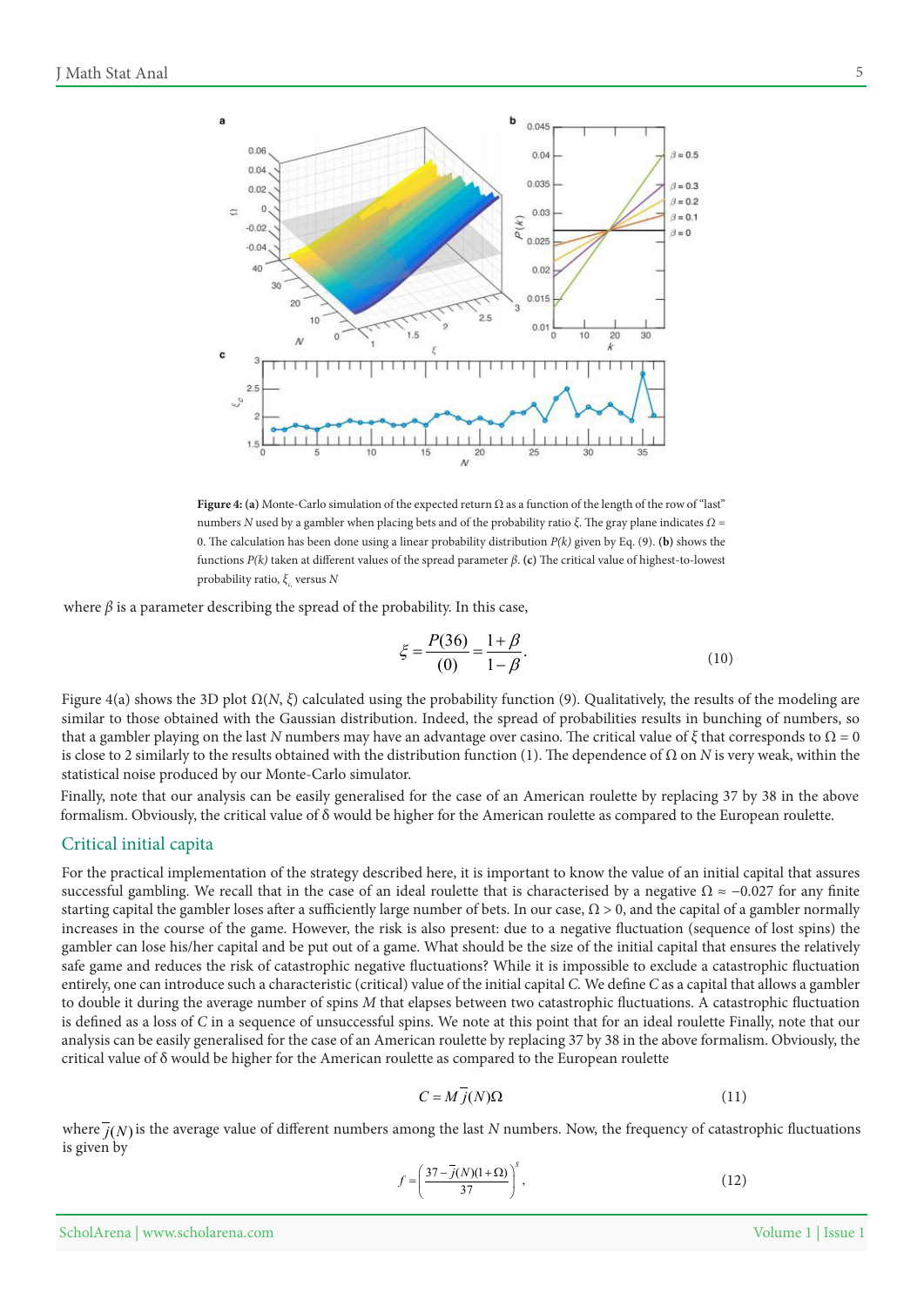**Figure 4: (a)** Monte-Carlo simulation of the expected return Ω as a function of the length of the row of "last" numbers $N$ used by a gambler when placing bets and of the probability ratio $\xi$. The gray plane indicates $\Omega = 0$. The calculation has been done using a linear probability distribution $P(k)$ given by Eq. (9). **(b)** shows the functions $P(k)$ taken at different values of the spread parameter $\beta$. **(c)** The critical value of highest-to-lowest probability ratio, $\xi_c$ versus $N$

where $\beta$ is a parameter describing the spread of the probability. In this case,

$$\xi = \frac{P(36)}{(0)} = \frac{1+\beta}{1-\beta}. \tag{10}$$

Figure 4(a) shows the 3D plot $\Omega(N, \xi)$ calculated using the probability function (9). Qualitatively, the results of the modeling are similar to those obtained with the Gaussian distribution. Indeed, the spread of probabilities results in bunching of numbers, so that a gambler playing on the last $N$ numbers may have an advantage over casino. The critical value of $\xi$ that corresponds to $\Omega = 0$ is close to 2 similarly to the results obtained with the distribution function (1). The dependence of Ω on $N$ is very weak, within the statistical noise produced by our Monte-Carlo simulator.

Finally, note that our analysis can be easily generalised for the case of an American roulette by replacing 37 by 38 in the above formalism. Obviously, the critical value of δ would be higher for the American roulette as compared to the European roulette.

## Critical initial capita

For the practical implementation of the strategy described here, it is important to know the value of an initial capital that assures successful gambling. We recall that in the case of an ideal roulette that is characterised by a negative $\Omega \approx -0.027$ for any finite starting capital the gambler loses after a sufficiently large number of bets. In our case, $\Omega > 0$, and the capital of a gambler normally increases in the course of the game. However, the risk is also present: due to a negative fluctuation (sequence of lost spins) the gambler can lose his/her capital and be put out of a game. What should be the size of the initial capital that ensures the relatively safe game and reduces the risk of catastrophic negative fluctuations? While it is impossible to exclude a catastrophic fluctuation entirely, one can introduce such a characteristic (critical) value of the initial capital $C$. We define $C$ as a capital that allows a gambler to double it during the average number of spins $M$ that elapses between two catastrophic fluctuations. A catastrophic fluctuation is defined as a loss of $C$ in a sequence of unsuccessful spins. We note at this point that for an ideal roulette Finally, note that our analysis can be easily generalised for the case of an American roulette by replacing 37 by 38 in the above formalism. Obviously, the critical value of δ would be higher for the American roulette as compared to the European roulette

$$C = M\bar{j}(N)\Omega \tag{11}$$

where $\bar{j}(N)$ is the average value of different numbers among the last $N$ numbers. Now, the frequency of catastrophic fluctuations is given by

$$f = \left(\frac{37 - \bar{j}(N)(1+\Omega)}{37}\right)^{s}, \tag{12}$$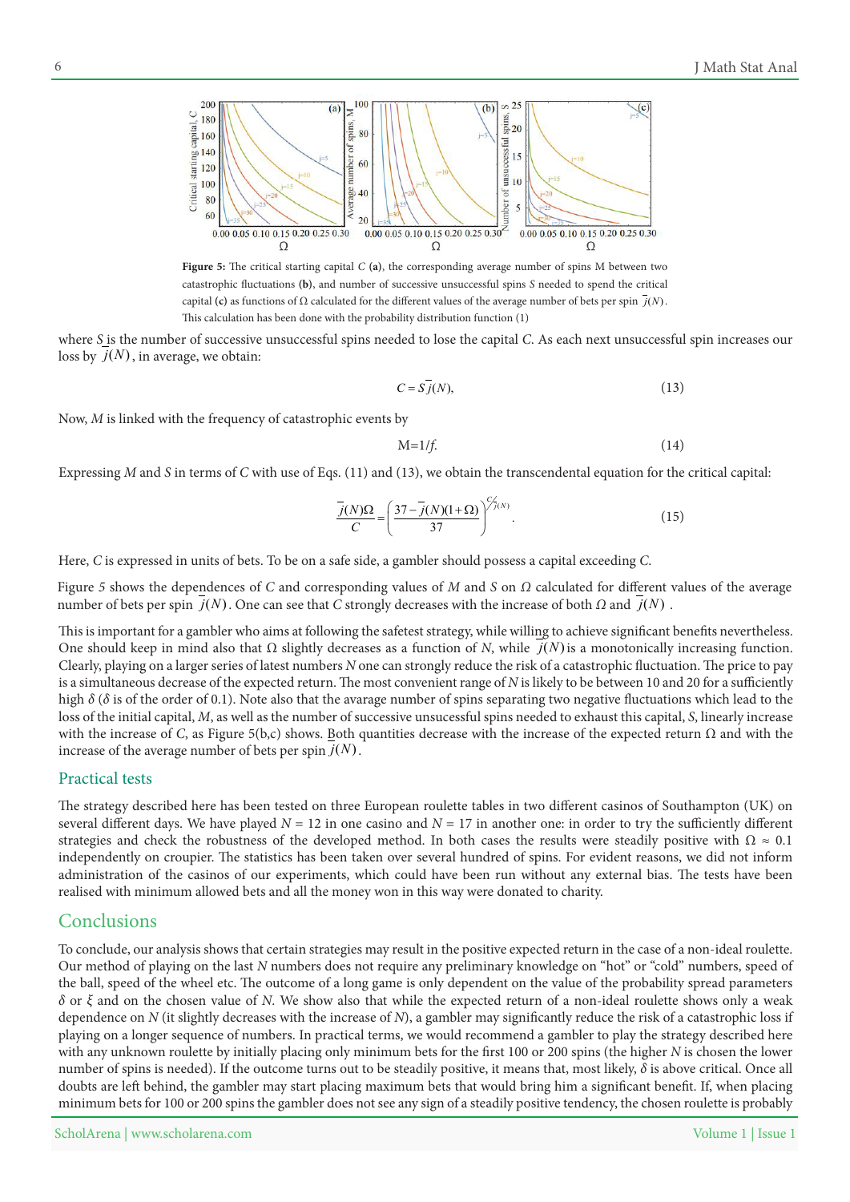**Figure 5:** The critical starting capital $C$ **(a)**, the corresponding average number of spins M between two catastrophic fluctuations **(b)**, and number of successive unsuccessful spins $S$ needed to spend the critical capital **(c)** as functions of Ω calculated for the different values of the average number of bets per spin $\overline{j}(N)$. This calculation has been done with the probability distribution function (1)

where $S$ is the number of successive unsuccessful spins needed to lose the capital $C$. As each next unsuccessful spin increases our loss by $\overline{j}(N)$, in average, we obtain:

$$C = S\overline{j}(N), \tag{13}$$

Now, $M$ is linked with the frequency of catastrophic events by

$$M=1/f. \tag{14}$$

Expressing $M$ and $S$ in terms of $C$ with use of Eqs. (11) and (13), we obtain the transcendental equation for the critical capital:

$$\frac{\overline{j}(N)\Omega}{C} = \left(\frac{37-\overline{j}(N)(1+\Omega)}{37}\right)^{C/\overline{j}(N)}. \tag{15}$$

Here, $C$ is expressed in units of bets. To be on a safe side, a gambler should possess a capital exceeding $C$.

Figure 5 shows the dependences of $C$ and corresponding values of $M$ and $S$ on Ω calculated for different values of the average number of bets per spin $\overline{j}(N)$. One can see that $C$ strongly decreases with the increase of both Ω and $\overline{j}(N)$.

This is important for a gambler who aims at following the safetest strategy, while willing to achieve significant benefits nevertheless. One should keep in mind also that Ω slightly decreases as a function of $N$, while $\overline{j}(N)$ is a monotonically increasing function. Clearly, playing on a larger series of latest numbers $N$ one can strongly reduce the risk of a catastrophic fluctuation. The price to pay is a simultaneous decrease of the expected return. The most convenient range of $N$ is likely to be between 10 and 20 for a sufficiently high $\delta$ ($\delta$ is of the order of 0.1). Note also that the avarage number of spins separating two negative fluctuations which lead to the loss of the initial capital, $M$, as well as the number of successive unsucessful spins needed to exhaust this capital, $S$, linearly increase with the increase of $C$, as Figure 5(b,c) shows. Both quantities decrease with the increase of the expected return Ω and with the increase of the average number of bets per spin $\overline{j}(N)$.

## Practical tests

The strategy described here has been tested on three European roulette tables in two different casinos of Southampton (UK) on several different days. We have played $N$ = 12 in one casino and $N$ = 17 in another one: in order to try the sufficiently different strategies and check the robustness of the developed method. In both cases the results were steadily positive with $\Omega \approx 0.1$ independently on croupier. The statistics has been taken over several hundred of spins. For evident reasons, we did not inform administration of the casinos of our experiments, which could have been run without any external bias. The tests have been realised with minimum allowed bets and all the money won in this way were donated to charity.

# Conclusions

To conclude, our analysis shows that certain strategies may result in the positive expected return in the case of a non-ideal roulette. Our method of playing on the last $N$ numbers does not require any preliminary knowledge on "hot" or "cold" numbers, speed of the ball, speed of the wheel etc. The outcome of a long game is only dependent on the value of the probability spread parameters $\delta$ or $\xi$ and on the chosen value of $N$. We show also that while the expected return of a non-ideal roulette shows only a weak dependence on $N$ (it slightly decreases with the increase of $N$), a gambler may significantly reduce the risk of a catastrophic loss if playing on a longer sequence of numbers. In practical terms, we would recommend a gambler to play the strategy described here with any unknown roulette by initially placing only minimum bets for the first 100 or 200 spins (the higher $N$ is chosen the lower number of spins is needed). If the outcome turns out to be steadily positive, it means that, most likely, $\delta$ is above critical. Once all doubts are left behind, the gambler may start placing maximum bets that would bring him a significant benefit. If, when placing minimum bets for 100 or 200 spins the gambler does not see any sign of a steadily positive tendency, the chosen roulette is probably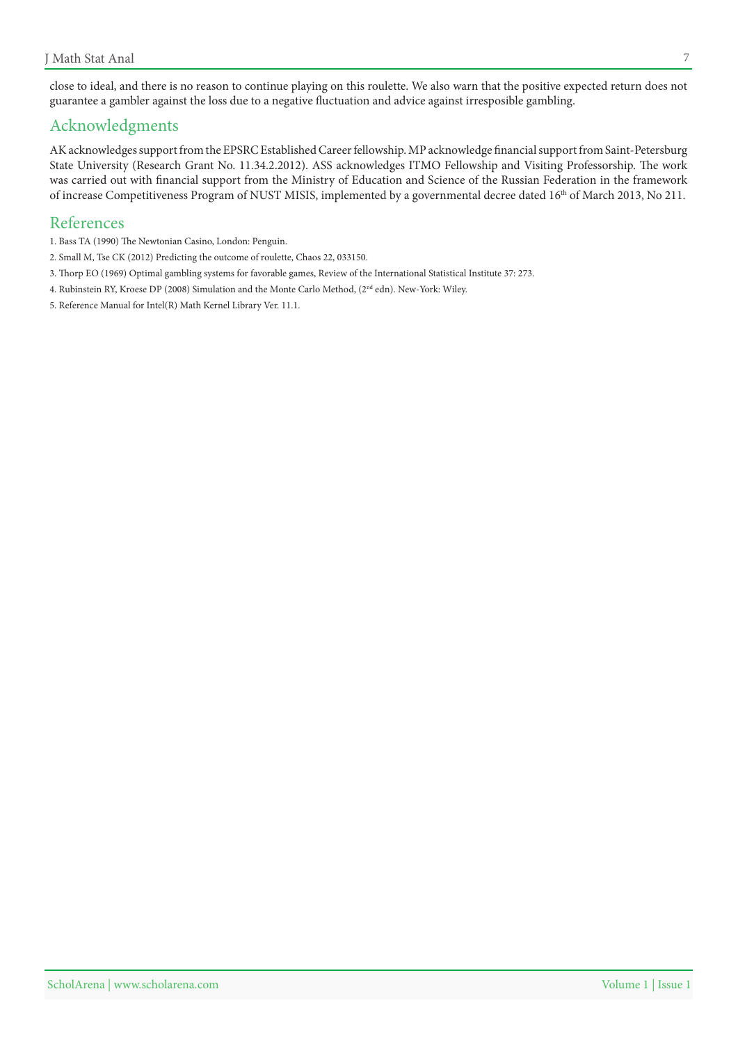close to ideal, and there is no reason to continue playing on this roulette. We also warn that the positive expected return does not guarantee a gambler against the loss due to a negative fluctuation and advice against irresponsible gambling.

## Acknowledgments

AK acknowledges support from the EPSRC Established Career fellowship. MP acknowledge financial support from Saint-Petersburg State University (Research Grant No. 11.34.2.2012). ASS acknowledges ITMO Fellowship and Visiting Professorship. The work was carried out with financial support from the Ministry of Education and Science of the Russian Federation in the framework of increase Competitiveness Program of NUST MISIS, implemented by a governmental decree dated 16th of March 2013, No 211.

## References

1. Bass TA (1990) The Newtonian Casino, London: Penguin.
2. Small M, Tse CK (2012) Predicting the outcome of roulette, Chaos 22, 033150.
3. Thorp EO (1969) Optimal gambling systems for favorable games, Review of the International Statistical Institute 37: 273.
4. Rubinstein RY, Kroese DP (2008) Simulation and the Monte Carlo Method, (2nd edn). New-York: Wiley.
5. Reference Manual for Intel(R) Math Kernel Library Ver. 11.1.